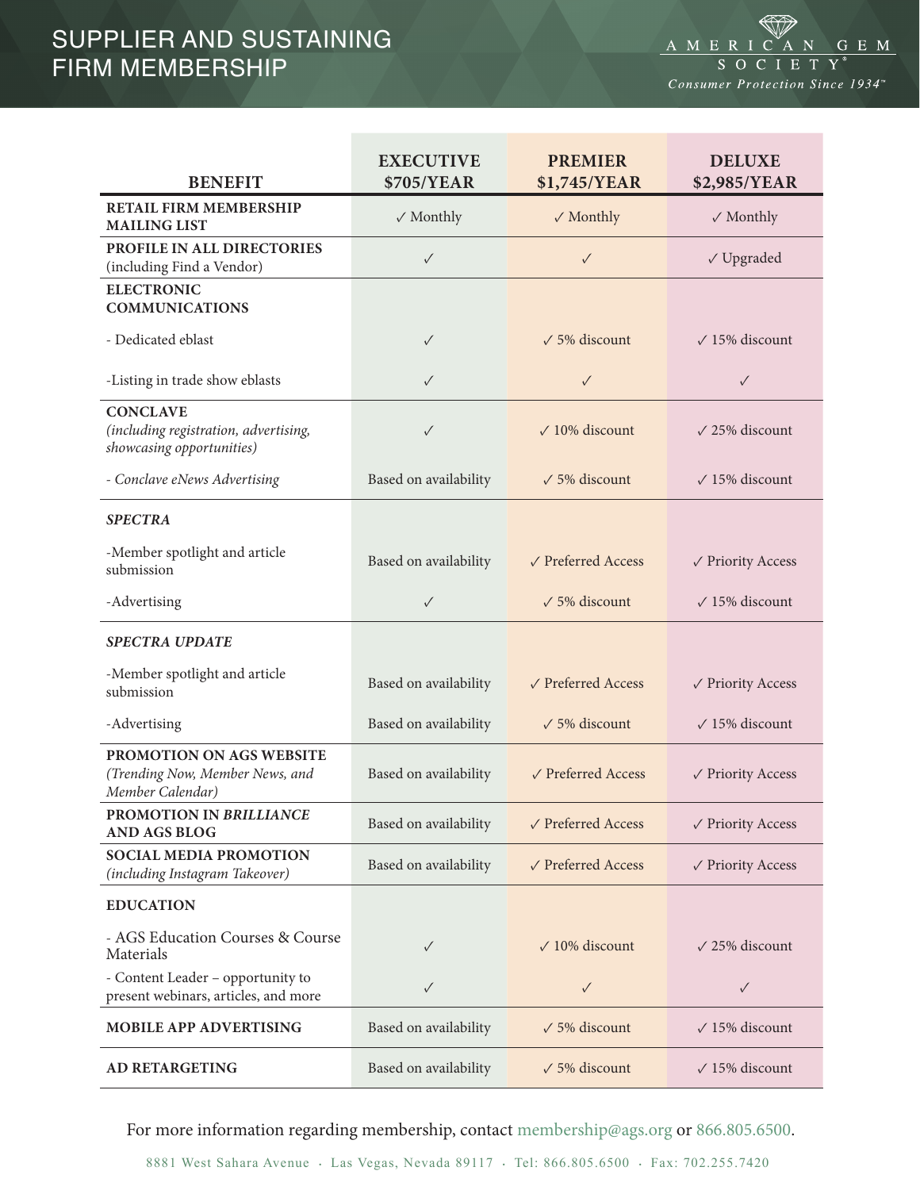# SUPPLIER AND SUSTAINING FIRM MEMBERSHIP

AMERICAN GEM SOCIETY®
*Consumer Protection Since 1934™*

| BENEFIT | EXECUTIVE $705/YEAR | PREMIER $1,745/YEAR | DELUXE $2,985/YEAR |
|---|---|---|---|
| **RETAIL FIRM MEMBERSHIP MAILING LIST** | ✓ Monthly | ✓ Monthly | ✓ Monthly |
| **PROFILE IN ALL DIRECTORIES** (including Find a Vendor) | ✓ | ✓ | ✓ Upgraded |
| **ELECTRONIC COMMUNICATIONS** | | | |
| - Dedicated eblast | ✓ | ✓ 5% discount | ✓ 15% discount |
| -Listing in trade show eblasts | ✓ | ✓ | ✓ |
| **CONCLAVE** *(including registration, advertising, showcasing opportunities)* | ✓ | ✓ 10% discount | ✓ 25% discount |
| - *Conclave eNews Advertising* | Based on availability | ✓ 5% discount | ✓ 15% discount |
| ***SPECTRA*** | | | |
| -Member spotlight and article submission | Based on availability | ✓ Preferred Access | ✓ Priority Access |
| -Advertising | ✓ | ✓ 5% discount | ✓ 15% discount |
| ***SPECTRA UPDATE*** | | | |
| -Member spotlight and article submission | Based on availability | ✓ Preferred Access | ✓ Priority Access |
| -Advertising | Based on availability | ✓ 5% discount | ✓ 15% discount |
| **PROMOTION ON AGS WEBSITE** *(Trending Now, Member News, and Member Calendar)* | Based on availability | ✓ Preferred Access | ✓ Priority Access |
| **PROMOTION IN *BRILLIANCE* AND AGS BLOG** | Based on availability | ✓ Preferred Access | ✓ Priority Access |
| **SOCIAL MEDIA PROMOTION** *(including Instagram Takeover)* | Based on availability | ✓ Preferred Access | ✓ Priority Access |
| **EDUCATION** | | | |
| - AGS Education Courses & Course Materials | ✓ | ✓ 10% discount | ✓ 25% discount |
| - Content Leader – opportunity to present webinars, articles, and more | ✓ | ✓ | ✓ |
| **MOBILE APP ADVERTISING** | Based on availability | ✓ 5% discount | ✓ 15% discount |
| **AD RETARGETING** | Based on availability | ✓ 5% discount | ✓ 15% discount |

For more information regarding membership, contact membership@ags.org or 866.805.6500.

8881 West Sahara Avenue · Las Vegas, Nevada 89117 · Tel: 866.805.6500 · Fax: 702.255.7420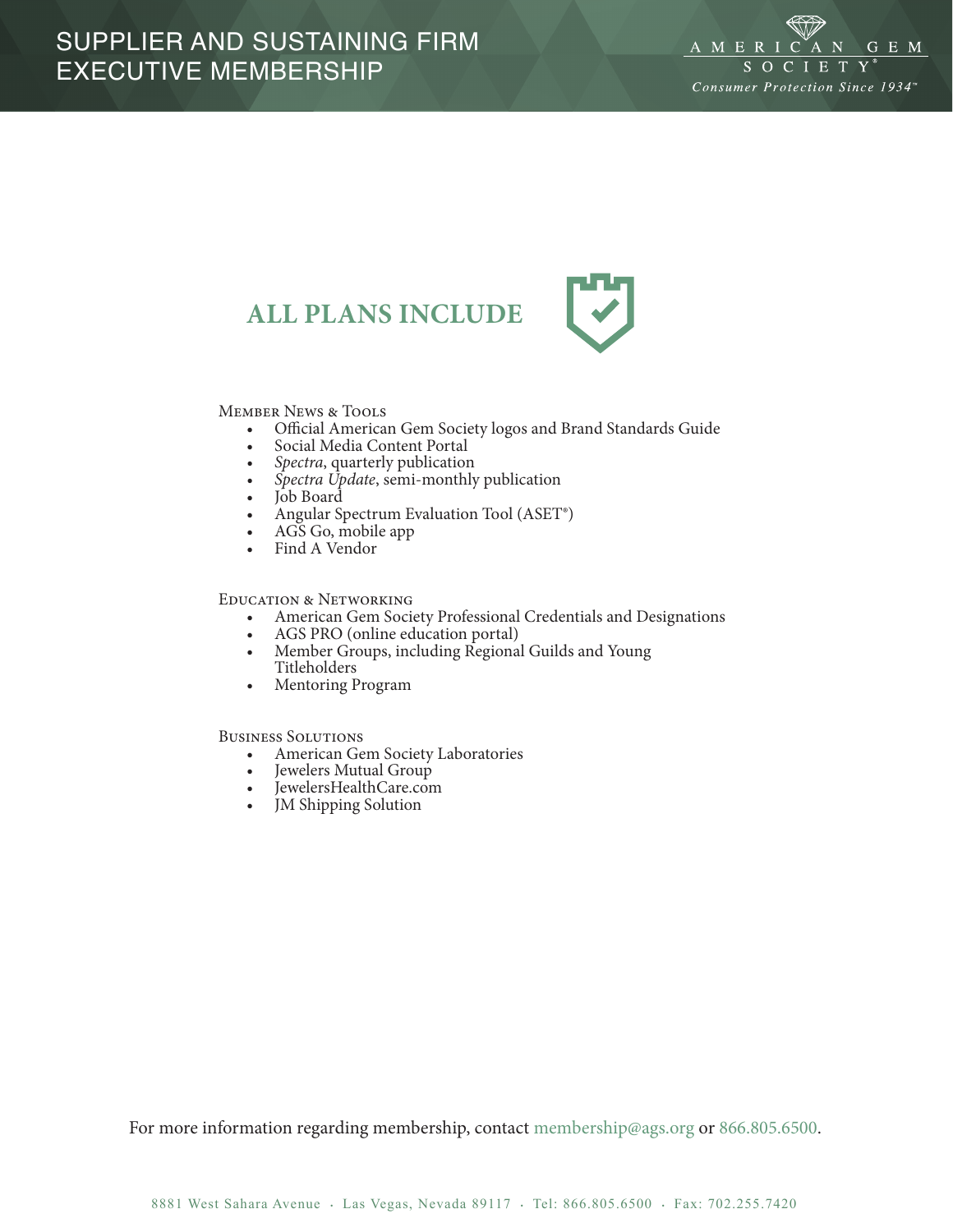## ALL PLANS INCLUDE

Member News & Tools

- Official American Gem Society logos and Brand Standards Guide
- Social Media Content Portal
- *Spectra*, quarterly publication
- *Spectra Update*, semi-monthly publication
- Job Board
- Angular Spectrum Evaluation Tool (ASET®)
- AGS Go, mobile app
- Find A Vendor

Education & Networking

- American Gem Society Professional Credentials and Designations
- AGS PRO (online education portal)
- Member Groups, including Regional Guilds and Young Titleholders
- Mentoring Program

Business Solutions

- American Gem Society Laboratories
- Jewelers Mutual Group
- JewelersHealthCare.com
- JM Shipping Solution

For more information regarding membership, contact membership@ags.org or 866.805.6500.

8881 West Sahara Avenue · Las Vegas, Nevada 89117 · Tel: 866.805.6500 · Fax: 702.255.7420